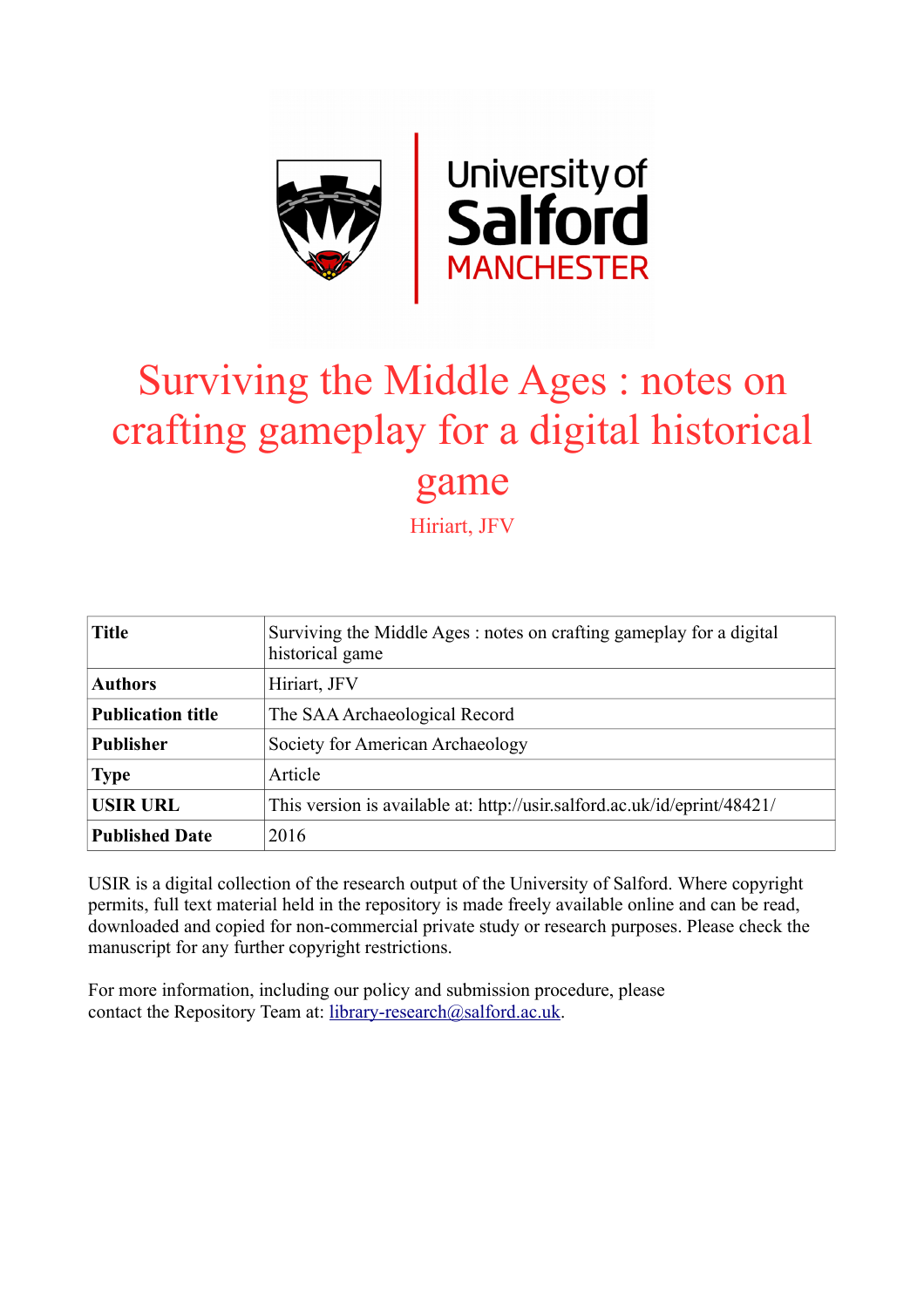# Surviving the Middle Ages : notes on crafting gameplay for a digital historical game

Hiriart, JFV

| Title | Surviving the Middle Ages : notes on crafting gameplay for a digital historical game |
|---|---|
| Authors | Hiriart, JFV |
| Publication title | The SAA Archaeological Record |
| Publisher | Society for American Archaeology |
| Type | Article |
| USIR URL | This version is available at: http://usir.salford.ac.uk/id/eprint/48421/ |
| Published Date | 2016 |

USIR is a digital collection of the research output of the University of Salford. Where copyright permits, full text material held in the repository is made freely available online and can be read, downloaded and copied for non-commercial private study or research purposes. Please check the manuscript for any further copyright restrictions.

For more information, including our policy and submission procedure, please contact the Repository Team at: library-research@salford.ac.uk.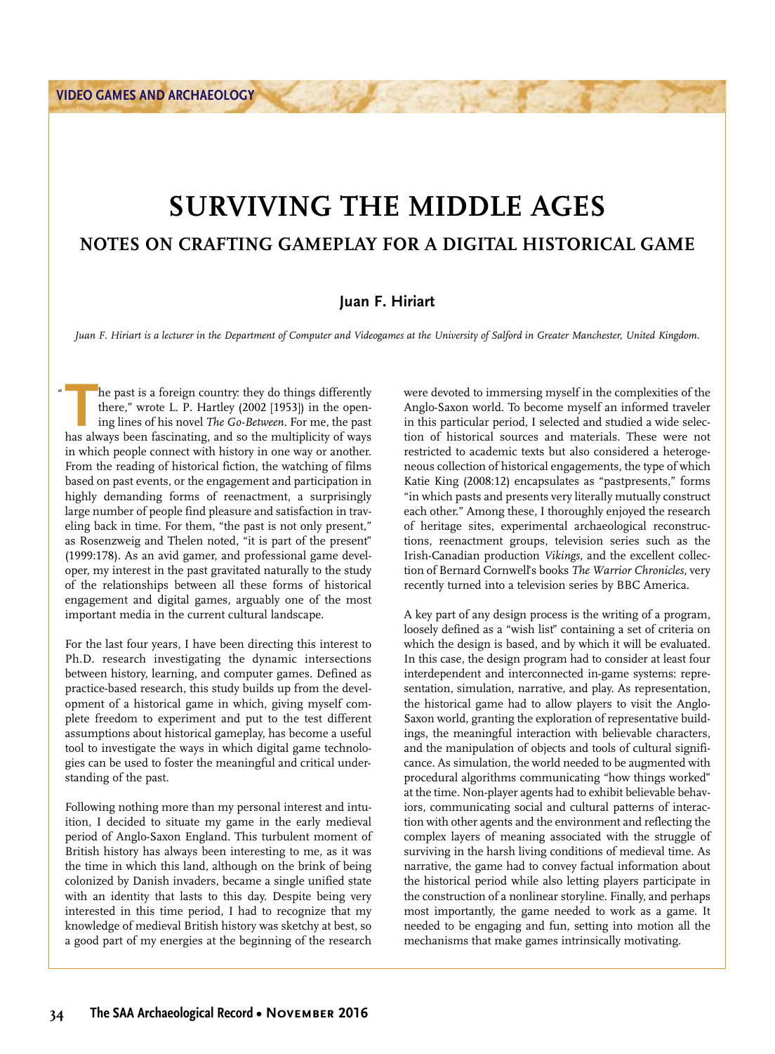# SURVIVING THE MIDDLE AGES

## NOTES ON CRAFTING GAMEPLAY FOR A DIGITAL HISTORICAL GAME

**Juan F. Hiriart**

*Juan F. Hiriart is a lecturer in the Department of Computer and Videogames at the University of Salford in Greater Manchester, United Kingdom.*

"The past is a foreign country: they do things differently there," wrote L. P. Hartley (2002 [1953]) in the opening lines of his novel *The Go-Between*. For me, the past has always been fascinating, and so the multiplicity of ways in which people connect with history in one way or another. From the reading of historical fiction, the watching of films based on past events, or the engagement and participation in highly demanding forms of reenactment, a surprisingly large number of people find pleasure and satisfaction in traveling back in time. For them, "the past is not only present," as Rosenzweig and Thelen noted, "it is part of the present" (1999:178). As an avid gamer, and professional game developer, my interest in the past gravitated naturally to the study of the relationships between all these forms of historical engagement and digital games, arguably one of the most important media in the current cultural landscape.

For the last four years, I have been directing this interest to Ph.D. research investigating the dynamic intersections between history, learning, and computer games. Defined as practice-based research, this study builds up from the development of a historical game in which, giving myself complete freedom to experiment and put to the test different assumptions about historical gameplay, has become a useful tool to investigate the ways in which digital game technologies can be used to foster the meaningful and critical understanding of the past.

Following nothing more than my personal interest and intuition, I decided to situate my game in the early medieval period of Anglo-Saxon England. This turbulent moment of British history has always been interesting to me, as it was the time in which this land, although on the brink of being colonized by Danish invaders, became a single unified state with an identity that lasts to this day. Despite being very interested in this time period, I had to recognize that my knowledge of medieval British history was sketchy at best, so a good part of my energies at the beginning of the research were devoted to immersing myself in the complexities of the Anglo-Saxon world. To become myself an informed traveler in this particular period, I selected and studied a wide selection of historical sources and materials. These were not restricted to academic texts but also considered a heterogeneous collection of historical engagements, the type of which Katie King (2008:12) encapsulates as "pastpresents," forms "in which pasts and presents very literally mutually construct each other." Among these, I thoroughly enjoyed the research of heritage sites, experimental archaeological reconstructions, reenactment groups, television series such as the Irish-Canadian production *Vikings*, and the excellent collection of Bernard Cornwell's books *The Warrior Chronicles*, very recently turned into a television series by BBC America.

A key part of any design process is the writing of a program, loosely defined as a "wish list" containing a set of criteria on which the design is based, and by which it will be evaluated. In this case, the design program had to consider at least four interdependent and interconnected in-game systems: representation, simulation, narrative, and play. As representation, the historical game had to allow players to visit the Anglo-Saxon world, granting the exploration of representative buildings, the meaningful interaction with believable characters, and the manipulation of objects and tools of cultural significance. As simulation, the world needed to be augmented with procedural algorithms communicating "how things worked" at the time. Non-player agents had to exhibit believable behaviors, communicating social and cultural patterns of interaction with other agents and the environment and reflecting the complex layers of meaning associated with the struggle of surviving in the harsh living conditions of medieval time. As narrative, the game had to convey factual information about the historical period while also letting players participate in the construction of a nonlinear storyline. Finally, and perhaps most importantly, the game needed to work as a game. It needed to be engaging and fun, setting into motion all the mechanisms that make games intrinsically motivating.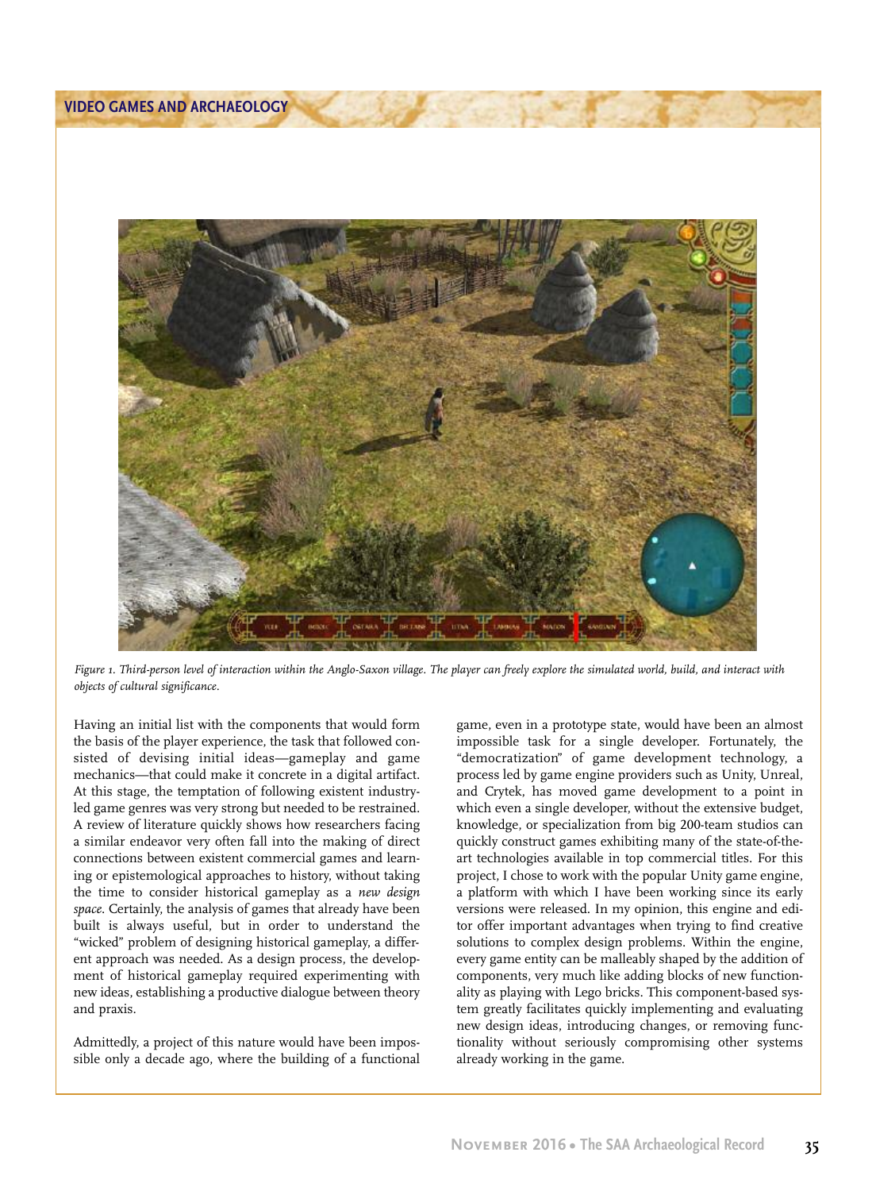*Figure 1. Third-person level of interaction within the Anglo-Saxon village. The player can freely explore the simulated world, build, and interact with objects of cultural significance.*

Having an initial list with the components that would form the basis of the player experience, the task that followed consisted of devising initial ideas—gameplay and game mechanics—that could make it concrete in a digital artifact. At this stage, the temptation of following existent industry-led game genres was very strong but needed to be restrained. A review of literature quickly shows how researchers facing a similar endeavor very often fall into the making of direct connections between existent commercial games and learning or epistemological approaches to history, without taking the time to consider historical gameplay as a *new design space*. Certainly, the analysis of games that already have been built is always useful, but in order to understand the "wicked" problem of designing historical gameplay, a different approach was needed. As a design process, the development of historical gameplay required experimenting with new ideas, establishing a productive dialogue between theory and praxis.

Admittedly, a project of this nature would have been impossible only a decade ago, where the building of a functional game, even in a prototype state, would have been an almost impossible task for a single developer. Fortunately, the "democratization" of game development technology, a process led by game engine providers such as Unity, Unreal, and Crytek, has moved game development to a point in which even a single developer, without the extensive budget, knowledge, or specialization from big 200-team studios can quickly construct games exhibiting many of the state-of-the-art technologies available in top commercial titles. For this project, I chose to work with the popular Unity game engine, a platform with which I have been working since its early versions were released. In my opinion, this engine and editor offer important advantages when trying to find creative solutions to complex design problems. Within the engine, every game entity can be malleably shaped by the addition of components, very much like adding blocks of new functionality as playing with Lego bricks. This component-based system greatly facilitates quickly implementing and evaluating new design ideas, introducing changes, or removing functionality without seriously compromising other systems already working in the game.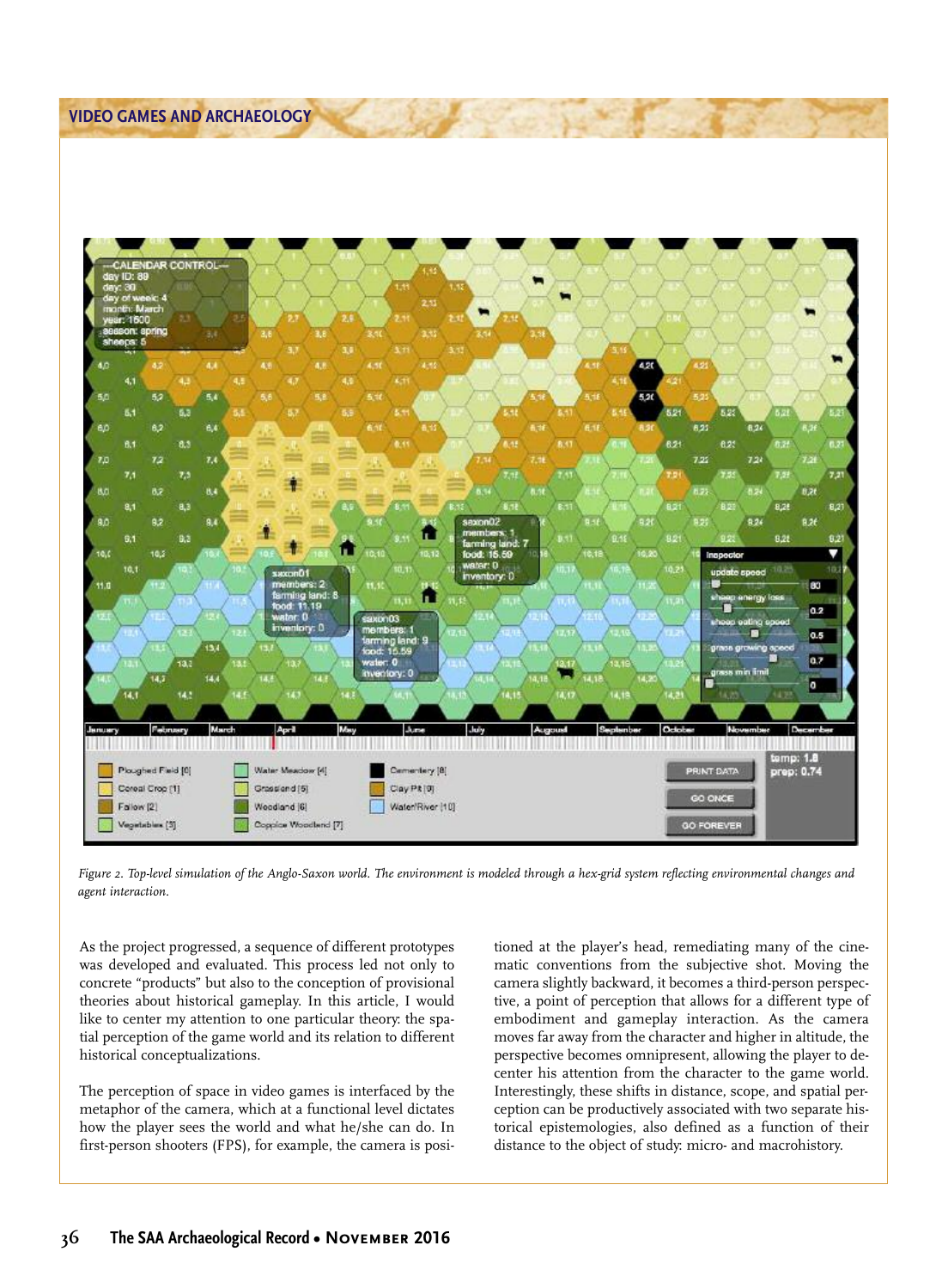Figure 2. Top-level simulation of the Anglo-Saxon world. The environment is modeled through a hex-grid system reflecting environmental changes and agent interaction.

As the project progressed, a sequence of different prototypes was developed and evaluated. This process led not only to concrete "products" but also to the conception of provisional theories about historical gameplay. In this article, I would like to center my attention to one particular theory: the spatial perception of the game world and its relation to different historical conceptualizations.

The perception of space in video games is interfaced by the metaphor of the camera, which at a functional level dictates how the player sees the world and what he/she can do. In first-person shooters (FPS), for example, the camera is positioned at the player's head, remediating many of the cinematic conventions from the subjective shot. Moving the camera slightly backward, it becomes a third-person perspective, a point of perception that allows for a different type of embodiment and gameplay interaction. As the camera moves far away from the character and higher in altitude, the perspective becomes omnipresent, allowing the player to decenter his attention from the character to the game world. Interestingly, these shifts in distance, scope, and spatial perception can be productively associated with two separate historical epistemologies, also defined as a function of their distance to the object of study: micro- and macrohistory.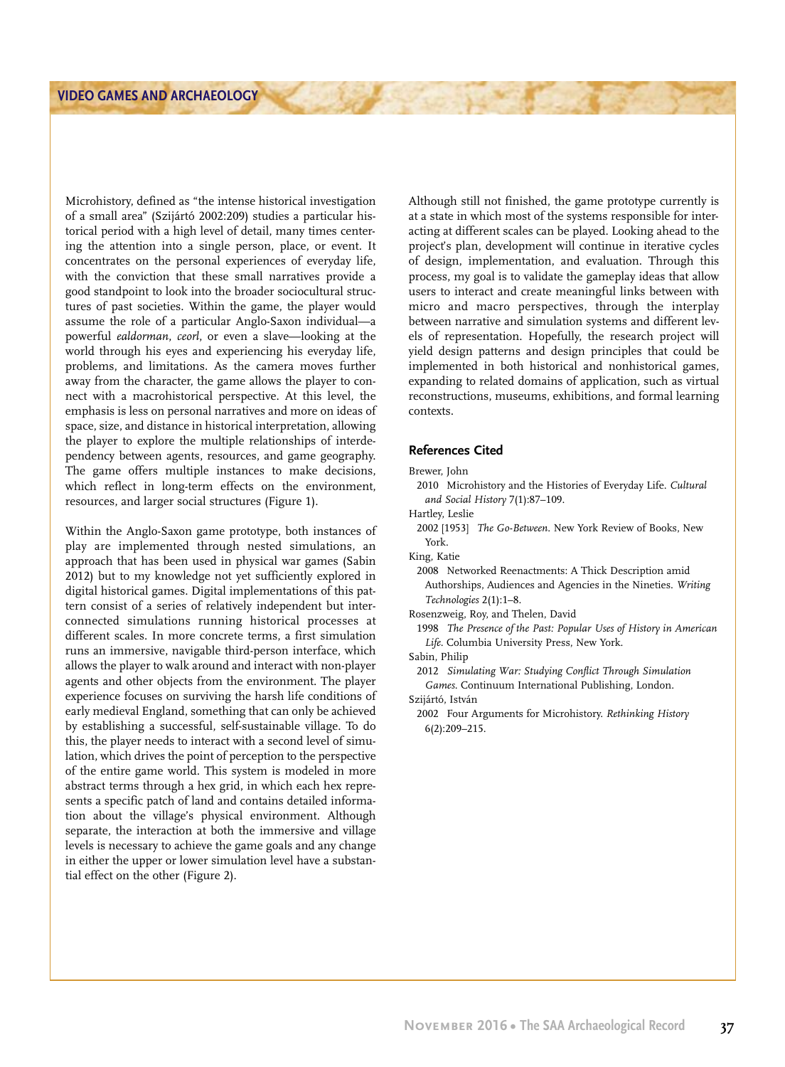Microhistory, defined as "the intense historical investigation of a small area" (Szijártó 2002:209) studies a particular historical period with a high level of detail, many times centering the attention into a single person, place, or event. It concentrates on the personal experiences of everyday life, with the conviction that these small narratives provide a good standpoint to look into the broader sociocultural structures of past societies. Within the game, the player would assume the role of a particular Anglo-Saxon individual—a powerful *ealdorman*, *ceorl*, or even a slave—looking at the world through his eyes and experiencing his everyday life, problems, and limitations. As the camera moves further away from the character, the game allows the player to connect with a macrohistorical perspective. At this level, the emphasis is less on personal narratives and more on ideas of space, size, and distance in historical interpretation, allowing the player to explore the multiple relationships of interdependency between agents, resources, and game geography. The game offers multiple instances to make decisions, which reflect in long-term effects on the environment, resources, and larger social structures (Figure 1).

Within the Anglo-Saxon game prototype, both instances of play are implemented through nested simulations, an approach that has been used in physical war games (Sabin 2012) but to my knowledge not yet sufficiently explored in digital historical games. Digital implementations of this pattern consist of a series of relatively independent but interconnected simulations running historical processes at different scales. In more concrete terms, a first simulation runs an immersive, navigable third-person interface, which allows the player to walk around and interact with non-player agents and other objects from the environment. The player experience focuses on surviving the harsh life conditions of early medieval England, something that can only be achieved by establishing a successful, self-sustainable village. To do this, the player needs to interact with a second level of simulation, which drives the point of perception to the perspective of the entire game world. This system is modeled in more abstract terms through a hex grid, in which each hex represents a specific patch of land and contains detailed information about the village's physical environment. Although separate, the interaction at both the immersive and village levels is necessary to achieve the game goals and any change in either the upper or lower simulation level have a substantial effect on the other (Figure 2).

Although still not finished, the game prototype currently is at a state in which most of the systems responsible for interacting at different scales can be played. Looking ahead to the project's plan, development will continue in iterative cycles of design, implementation, and evaluation. Through this process, my goal is to validate the gameplay ideas that allow users to interact and create meaningful links between with micro and macro perspectives, through the interplay between narrative and simulation systems and different levels of representation. Hopefully, the research project will yield design patterns and design principles that could be implemented in both historical and nonhistorical games, expanding to related domains of application, such as virtual reconstructions, museums, exhibitions, and formal learning contexts.

## References Cited

Brewer, John
2010 Microhistory and the Histories of Everyday Life. *Cultural and Social History* 7(1):87–109.

Hartley, Leslie
2002 [1953] *The Go-Between*. New York Review of Books, New York.

King, Katie
2008 Networked Reenactments: A Thick Description amid Authorships, Audiences and Agencies in the Nineties. *Writing Technologies* 2(1):1–8.

Rosenzweig, Roy, and Thelen, David
1998 *The Presence of the Past: Popular Uses of History in American Life*. Columbia University Press, New York.

Sabin, Philip
2012 *Simulating War: Studying Conflict Through Simulation Games*. Continuum International Publishing, London.

Szijártó, István
2002 Four Arguments for Microhistory. *Rethinking History* 6(2):209–215.